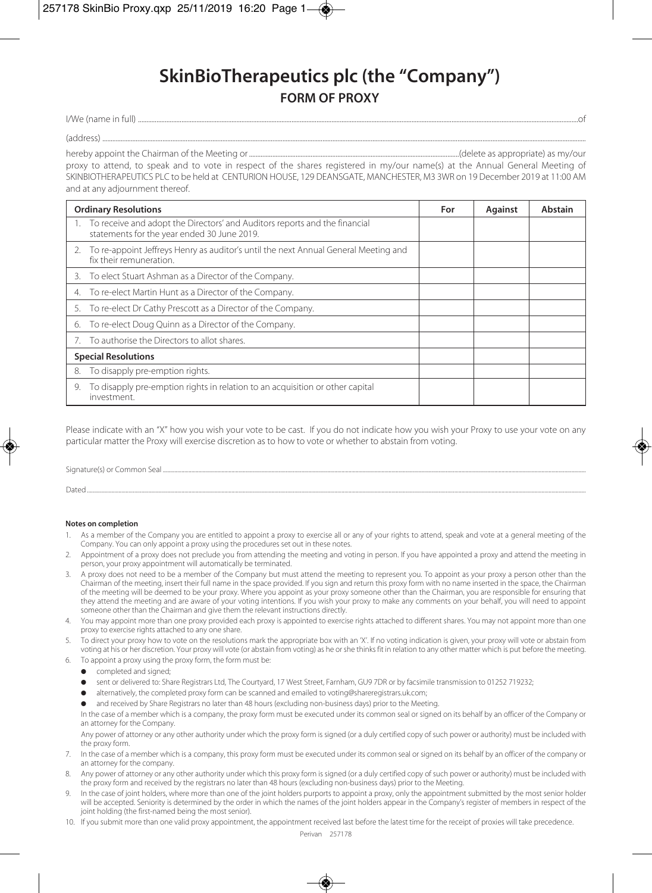# SkinBioTherapeutics plc (the "Company")

## FORM OF PROXY

I/We (name in full) ........................................................................................................ of

(address) ........................................................................................................................

hereby appoint the Chairman of the Meeting or ..................................................(delete as appropriate) as my/our proxy to attend, to speak and to vote in respect of the shares registered in my/our name(s) at the Annual General Meeting of SKINBIOTHERAPEUTICS PLC to be held at CENTURION HOUSE, 129 DEANSGATE, MANCHESTER, M3 3WR on 19 December 2019 at 11:00 AM and at any adjournment thereof.

| Ordinary Resolutions | For | Against | Abstain |
|---|---|---|---|
| 1. To receive and adopt the Directors' and Auditors reports and the financial statements for the year ended 30 June 2019. | | | |
| 2. To re-appoint Jeffreys Henry as auditor's until the next Annual General Meeting and fix their remuneration. | | | |
| 3. To elect Stuart Ashman as a Director of the Company. | | | |
| 4. To re-elect Martin Hunt as a Director of the Company. | | | |
| 5. To re-elect Dr Cathy Prescott as a Director of the Company. | | | |
| 6. To re-elect Doug Quinn as a Director of the Company. | | | |
| 7. To authorise the Directors to allot shares. | | | |
| **Special Resolutions** | | | |
| 8. To disapply pre-emption rights. | | | |
| 9. To disapply pre-emption rights in relation to an acquisition or other capital investment. | | | |

Please indicate with an "X" how you wish your vote to be cast. If you do not indicate how you wish your Proxy to use your vote on any particular matter the Proxy will exercise discretion as to how to vote or whether to abstain from voting.

Signature(s) or Common Seal ........................................................................................................

Dated ........................................................................................................

**Notes on completion**

1. As a member of the Company you are entitled to appoint a proxy to exercise all or any of your rights to attend, speak and vote at a general meeting of the Company. You can only appoint a proxy using the procedures set out in these notes.
2. Appointment of a proxy does not preclude you from attending the meeting and voting in person. If you have appointed a proxy and attend the meeting in person, your proxy appointment will automatically be terminated.
3. A proxy does not need to be a member of the Company but must attend the meeting to represent you. To appoint as your proxy a person other than the Chairman of the meeting, insert their full name in the space provided. If you sign and return this proxy form with no name inserted in the space, the Chairman of the meeting will be deemed to be your proxy. Where you appoint as your proxy someone other than the Chairman, you are responsible for ensuring that they attend the meeting and are aware of your voting intentions. If you wish your proxy to make any comments on your behalf, you will need to appoint someone other than the Chairman and give them the relevant instructions directly.
4. You may appoint more than one proxy provided each proxy is appointed to exercise rights attached to different shares. You may not appoint more than one proxy to exercise rights attached to any one share.
5. To direct your proxy how to vote on the resolutions mark the appropriate box with an 'X'. If no voting indication is given, your proxy will vote or abstain from voting at his or her discretion. Your proxy will vote (or abstain from voting) as he or she thinks fit in relation to any other matter which is put before the meeting.
6. To appoint a proxy using the proxy form, the form must be:
   - completed and signed;
   - sent or delivered to: Share Registrars Ltd, The Courtyard, 17 West Street, Farnham, GU9 7DR or by facsimile transmission to 01252 719232;
   - alternatively, the completed proxy form can be scanned and emailed to voting@shareregistrars.uk.com;
   - and received by Share Registrars no later than 48 hours (excluding non-business days) prior to the Meeting.

   In the case of a member which is a company, the proxy form must be executed under its common seal or signed on its behalf by an officer of the Company or an attorney for the Company.

   Any power of attorney or any other authority under which the proxy form is signed (or a duly certified copy of such power or authority) must be included with the proxy form.
7. In the case of a member which is a company, this proxy form must be executed under its common seal or signed on its behalf by an officer of the company or an attorney for the company.
8. Any power of attorney or any other authority under which this proxy form is signed (or a duly certified copy of such power or authority) must be included with the proxy form and received by the registrars no later than 48 hours (excluding non-business days) prior to the Meeting.
9. In the case of joint holders, where more than one of the joint holders purports to appoint a proxy, only the appointment submitted by the most senior holder will be accepted. Seniority is determined by the order in which the names of the joint holders appear in the Company's register of members in respect of the joint holding (the first-named being the most senior).
10. If you submit more than one valid proxy appointment, the appointment received last before the latest time for the receipt of proxies will take precedence.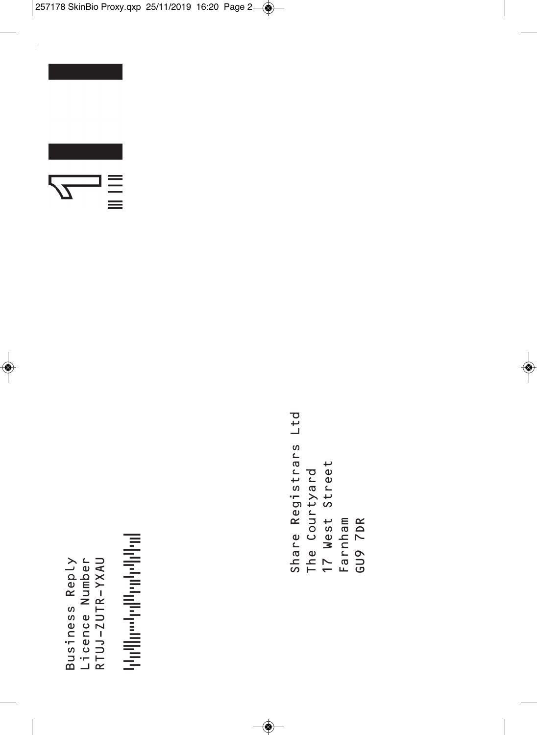Business Reply
Licence Number
RTUJ-ZUTR-YXAU

Share Registrars Ltd
The Courtyard
17 West Street
Farnham
GU9 7DR